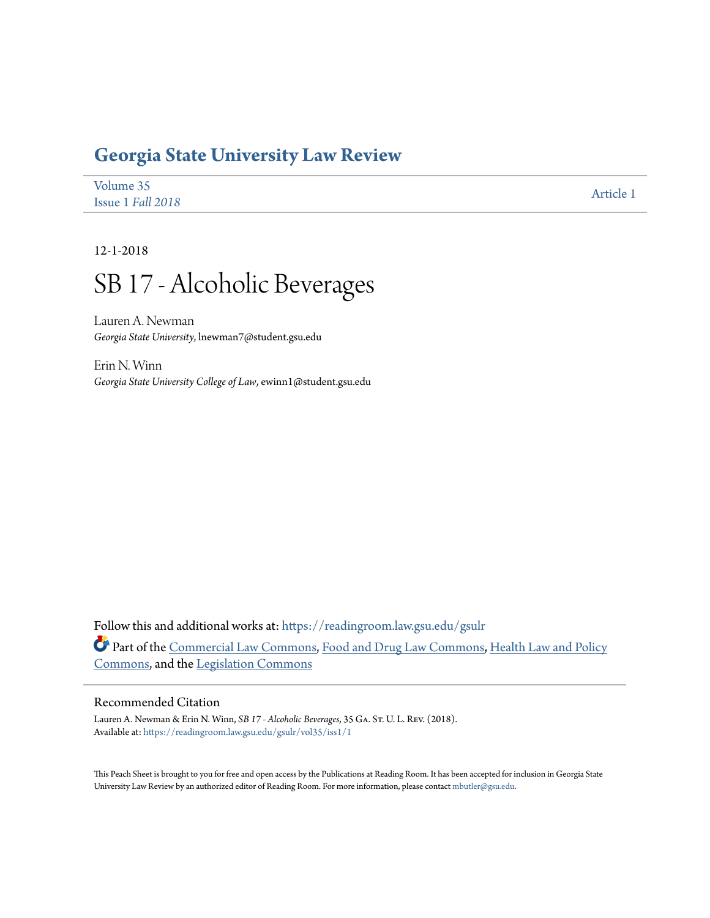# Georgia State University Law Review

Volume 35
Issue 1 *Fall 2018*

Article 1

12-1-2018

# SB 17 - Alcoholic Beverages

Lauren A. Newman
*Georgia State University*, lnewman7@student.gsu.edu

Erin N. Winn
*Georgia State University College of Law*, ewinn1@student.gsu.edu

Follow this and additional works at: https://readingroom.law.gsu.edu/gsulr

Part of the Commercial Law Commons, Food and Drug Law Commons, Health Law and Policy Commons, and the Legislation Commons

## Recommended Citation

Lauren A. Newman & Erin N. Winn, *SB 17 - Alcoholic Beverages*, 35 GA. ST. U. L. REV. (2018).
Available at: https://readingroom.law.gsu.edu/gsulr/vol35/iss1/1

This Peach Sheet is brought to you for free and open access by the Publications at Reading Room. It has been accepted for inclusion in Georgia State University Law Review by an authorized editor of Reading Room. For more information, please contact mbutler@gsu.edu.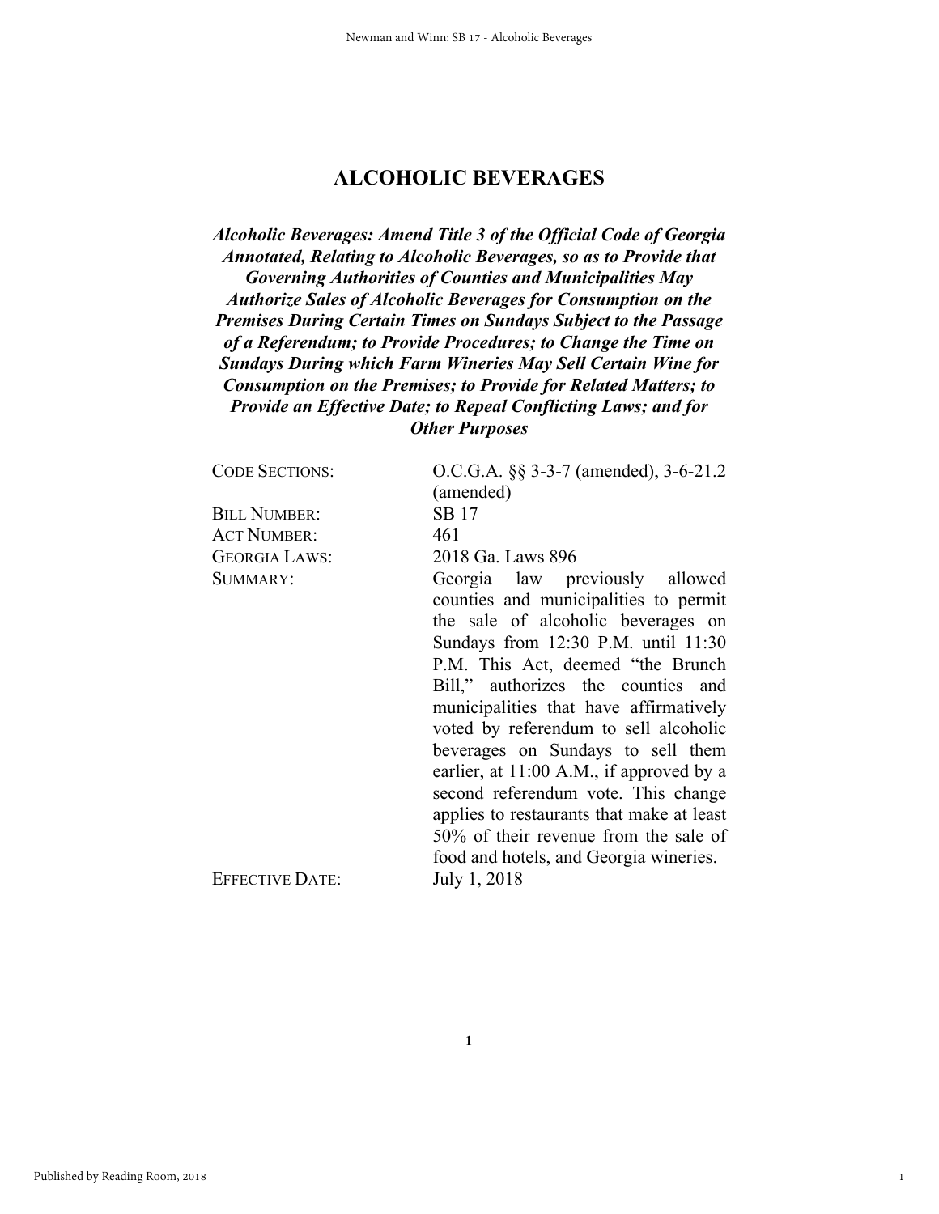# ALCOHOLIC BEVERAGES

***Alcoholic Beverages: Amend Title 3 of the Official Code of Georgia Annotated, Relating to Alcoholic Beverages, so as to Provide that Governing Authorities of Counties and Municipalities May Authorize Sales of Alcoholic Beverages for Consumption on the Premises During Certain Times on Sundays Subject to the Passage of a Referendum; to Provide Procedures; to Change the Time on Sundays During which Farm Wineries May Sell Certain Wine for Consumption on the Premises; to Provide for Related Matters; to Provide an Effective Date; to Repeal Conflicting Laws; and for Other Purposes***

| | |
|---|---|
| CODE SECTIONS: | O.C.G.A. §§ 3-3-7 (amended), 3-6-21.2 (amended) |
| BILL NUMBER: | SB 17 |
| ACT NUMBER: | 461 |
| GEORGIA LAWS: | 2018 Ga. Laws 896 |
| SUMMARY: | Georgia law previously allowed counties and municipalities to permit the sale of alcoholic beverages on Sundays from 12:30 P.M. until 11:30 P.M. This Act, deemed "the Brunch Bill," authorizes the counties and municipalities that have affirmatively voted by referendum to sell alcoholic beverages on Sundays to sell them earlier, at 11:00 A.M., if approved by a second referendum vote. This change applies to restaurants that make at least 50% of their revenue from the sale of food and hotels, and Georgia wineries. |
| EFFECTIVE DATE: | July 1, 2018 |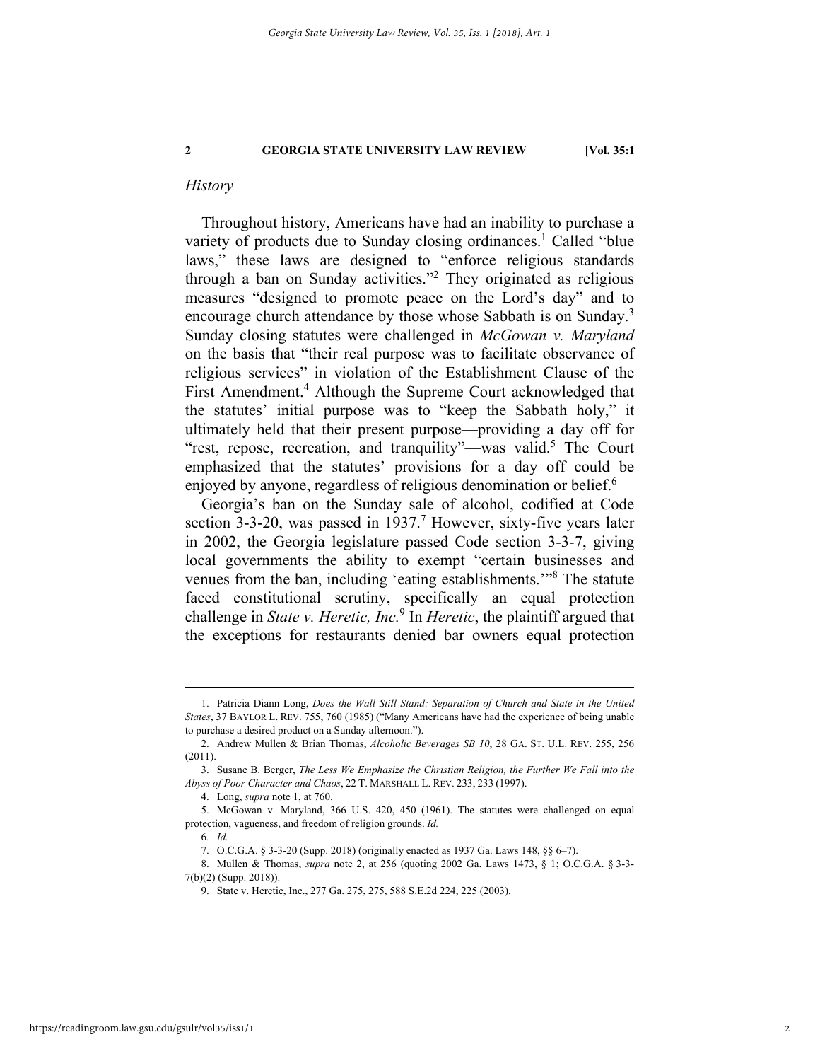*History*

Throughout history, Americans have had an inability to purchase a variety of products due to Sunday closing ordinances.[1] Called "blue laws," these laws are designed to "enforce religious standards through a ban on Sunday activities."[2] They originated as religious measures "designed to promote peace on the Lord's day" and to encourage church attendance by those whose Sabbath is on Sunday.[3] Sunday closing statutes were challenged in *McGowan v. Maryland* on the basis that "their real purpose was to facilitate observance of religious services" in violation of the Establishment Clause of the First Amendment.[4] Although the Supreme Court acknowledged that the statutes' initial purpose was to "keep the Sabbath holy," it ultimately held that their present purpose—providing a day off for "rest, repose, recreation, and tranquility"—was valid.[5] The Court emphasized that the statutes' provisions for a day off could be enjoyed by anyone, regardless of religious denomination or belief.[6]

Georgia's ban on the Sunday sale of alcohol, codified at Code section 3-3-20, was passed in 1937.[7] However, sixty-five years later in 2002, the Georgia legislature passed Code section 3-3-7, giving local governments the ability to exempt "certain businesses and venues from the ban, including 'eating establishments.'"[8] The statute faced constitutional scrutiny, specifically an equal protection challenge in *State v. Heretic, Inc.*[9] In *Heretic*, the plaintiff argued that the exceptions for restaurants denied bar owners equal protection

---

1. Patricia Diann Long, *Does the Wall Still Stand: Separation of Church and State in the United States*, 37 BAYLOR L. REV. 755, 760 (1985) ("Many Americans have had the experience of being unable to purchase a desired product on a Sunday afternoon.").

2. Andrew Mullen & Brian Thomas, *Alcoholic Beverages SB 10*, 28 GA. ST. U.L. REV. 255, 256 (2011).

3. Susane B. Berger, *The Less We Emphasize the Christian Religion, the Further We Fall into the Abyss of Poor Character and Chaos*, 22 T. MARSHALL L. REV. 233, 233 (1997).

4. Long, *supra* note 1, at 760.

5. McGowan v. Maryland, 366 U.S. 420, 450 (1961). The statutes were challenged on equal protection, vagueness, and freedom of religion grounds. *Id.*

6. *Id.*

7. O.C.G.A. § 3-3-20 (Supp. 2018) (originally enacted as 1937 Ga. Laws 148, §§ 6–7).

8. Mullen & Thomas, *supra* note 2, at 256 (quoting 2002 Ga. Laws 1473, § 1; O.C.G.A. § 3-3-7(b)(2) (Supp. 2018)).

9. State v. Heretic, Inc., 277 Ga. 275, 275, 588 S.E.2d 224, 225 (2003).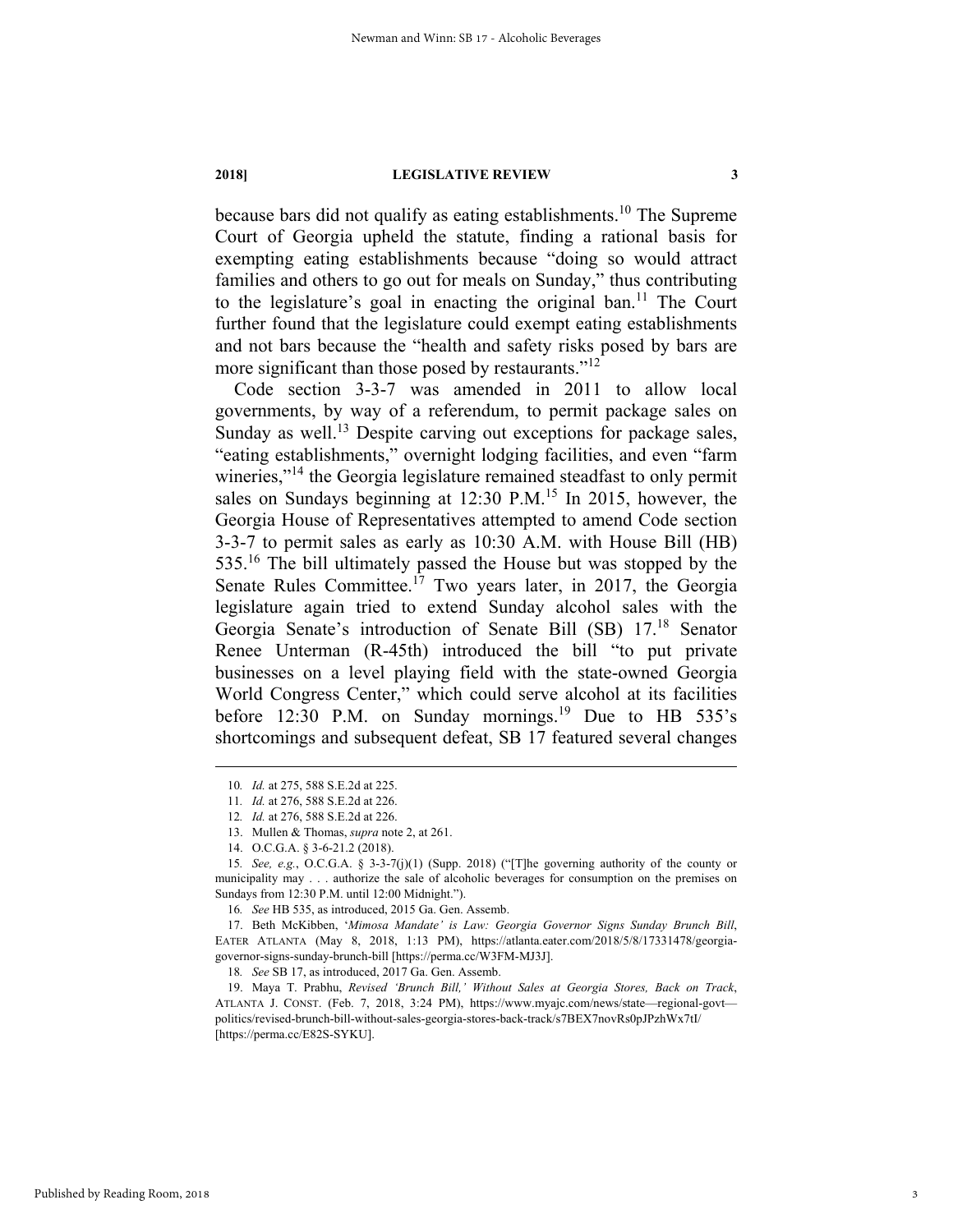because bars did not qualify as eating establishments.[10] The Supreme Court of Georgia upheld the statute, finding a rational basis for exempting eating establishments because "doing so would attract families and others to go out for meals on Sunday," thus contributing to the legislature's goal in enacting the original ban.[11] The Court further found that the legislature could exempt eating establishments and not bars because the "health and safety risks posed by bars are more significant than those posed by restaurants."[12]

Code section 3-3-7 was amended in 2011 to allow local governments, by way of a referendum, to permit package sales on Sunday as well.[13] Despite carving out exceptions for package sales, "eating establishments," overnight lodging facilities, and even "farm wineries,"[14] the Georgia legislature remained steadfast to only permit sales on Sundays beginning at 12:30 P.M.[15] In 2015, however, the Georgia House of Representatives attempted to amend Code section 3-3-7 to permit sales as early as 10:30 A.M. with House Bill (HB) 535.[16] The bill ultimately passed the House but was stopped by the Senate Rules Committee.[17] Two years later, in 2017, the Georgia legislature again tried to extend Sunday alcohol sales with the Georgia Senate's introduction of Senate Bill (SB) 17.[18] Senator Renee Unterman (R-45th) introduced the bill "to put private businesses on a level playing field with the state-owned Georgia World Congress Center," which could serve alcohol at its facilities before 12:30 P.M. on Sunday mornings.[19] Due to HB 535's shortcomings and subsequent defeat, SB 17 featured several changes

---

10. *Id.* at 275, 588 S.E.2d at 225.
11. *Id.* at 276, 588 S.E.2d at 226.
12. *Id.* at 276, 588 S.E.2d at 226.
13. Mullen & Thomas, *supra* note 2, at 261.
14. O.C.G.A. § 3-6-21.2 (2018).
15. *See, e.g.*, O.C.G.A. § 3-3-7(j)(1) (Supp. 2018) ("[T]he governing authority of the county or municipality may . . . authorize the sale of alcoholic beverages for consumption on the premises on Sundays from 12:30 P.M. until 12:00 Midnight.").
16. *See* HB 535, as introduced, 2015 Ga. Gen. Assemb.
17. Beth McKibben, *'Mimosa Mandate' is Law: Georgia Governor Signs Sunday Brunch Bill*, EATER ATLANTA (May 8, 2018, 1:13 PM), https://atlanta.eater.com/2018/5/8/17331478/georgia-governor-signs-sunday-brunch-bill [https://perma.cc/W3FM-MJ3J].
18. *See* SB 17, as introduced, 2017 Ga. Gen. Assemb.
19. Maya T. Prabhu, *Revised 'Brunch Bill,' Without Sales at Georgia Stores, Back on Track*, ATLANTA J. CONST. (Feb. 7, 2018, 3:24 PM), https://www.myajc.com/news/state—regional-govt—politics/revised-brunch-bill-without-sales-georgia-stores-back-track/s7BEX7novRs0pJPzhWx7tI/ [https://perma.cc/E82S-SYKU].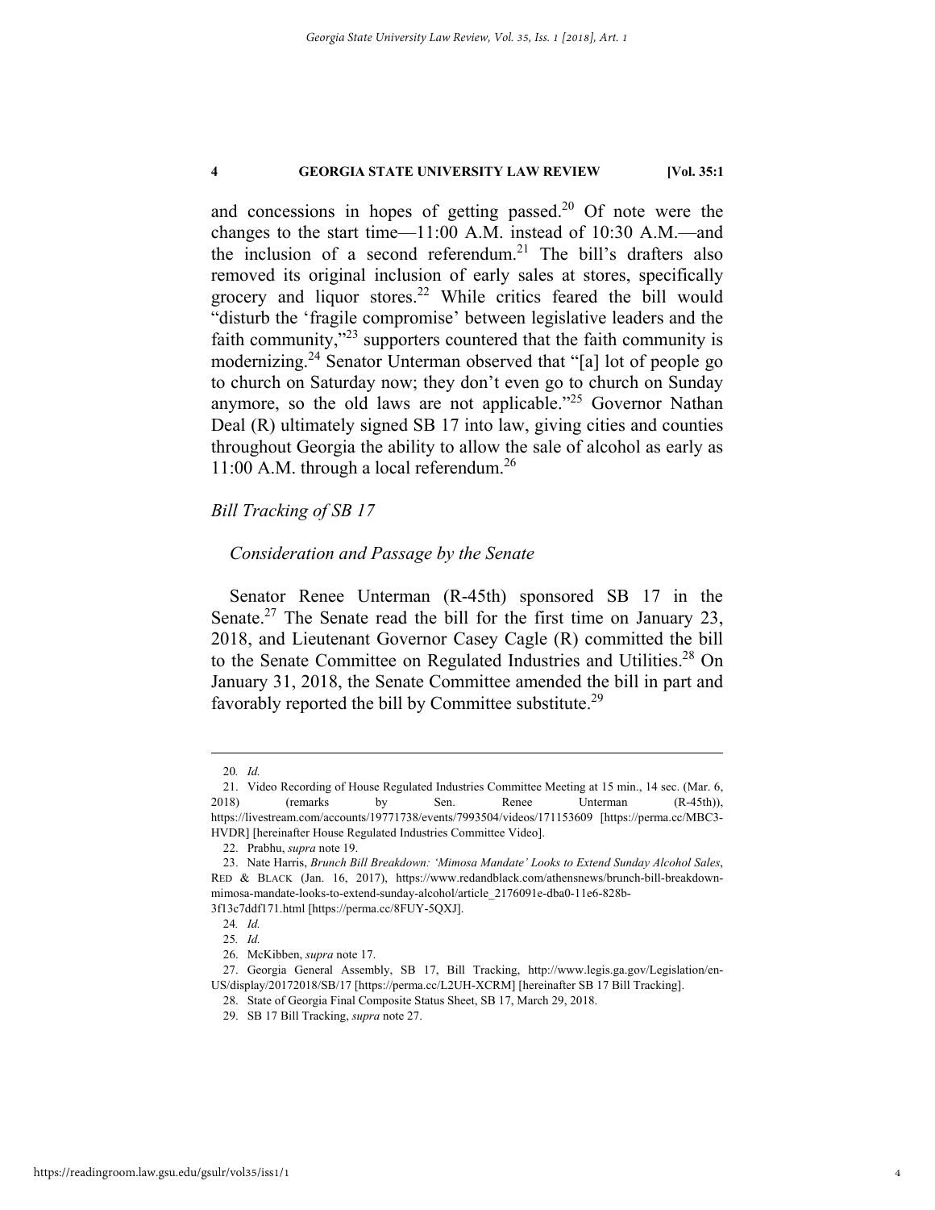and concessions in hopes of getting passed.[20] Of note were the changes to the start time—11:00 A.M. instead of 10:30 A.M.—and the inclusion of a second referendum.[21] The bill's drafters also removed its original inclusion of early sales at stores, specifically grocery and liquor stores.[22] While critics feared the bill would "disturb the 'fragile compromise' between legislative leaders and the faith community,"[23] supporters countered that the faith community is modernizing.[24] Senator Unterman observed that "[a] lot of people go to church on Saturday now; they don't even go to church on Sunday anymore, so the old laws are not applicable."[25] Governor Nathan Deal (R) ultimately signed SB 17 into law, giving cities and counties throughout Georgia the ability to allow the sale of alcohol as early as 11:00 A.M. through a local referendum.[26]

### *Bill Tracking of SB 17*

#### *Consideration and Passage by the Senate*

Senator Renee Unterman (R-45th) sponsored SB 17 in the Senate.[27] The Senate read the bill for the first time on January 23, 2018, and Lieutenant Governor Casey Cagle (R) committed the bill to the Senate Committee on Regulated Industries and Utilities.[28] On January 31, 2018, the Senate Committee amended the bill in part and favorably reported the bill by Committee substitute.[29]

---

20. *Id.*

21. Video Recording of House Regulated Industries Committee Meeting at 15 min., 14 sec. (Mar. 6, 2018) (remarks by Sen. Renee Unterman (R-45th)), https://livestream.com/accounts/19771738/events/7993504/videos/171153609 [https://perma.cc/MBC3-HVDR] [hereinafter House Regulated Industries Committee Video].

22. Prabhu, *supra* note 19.

23. Nate Harris, *Brunch Bill Breakdown: 'Mimosa Mandate' Looks to Extend Sunday Alcohol Sales*, RED & BLACK (Jan. 16, 2017), https://www.redandblack.com/athensnews/brunch-bill-breakdown-mimosa-mandate-looks-to-extend-sunday-alcohol/article_2176091e-dba0-11e6-828b-3f13c7ddf171.html [https://perma.cc/8FUY-5QXJ].

24. *Id.*

25. *Id.*

26. McKibben, *supra* note 17.

27. Georgia General Assembly, SB 17, Bill Tracking, http://www.legis.ga.gov/Legislation/en-US/display/20172018/SB/17 [https://perma.cc/L2UH-XCRM] [hereinafter SB 17 Bill Tracking].

28. State of Georgia Final Composite Status Sheet, SB 17, March 29, 2018.

29. SB 17 Bill Tracking, *supra* note 27.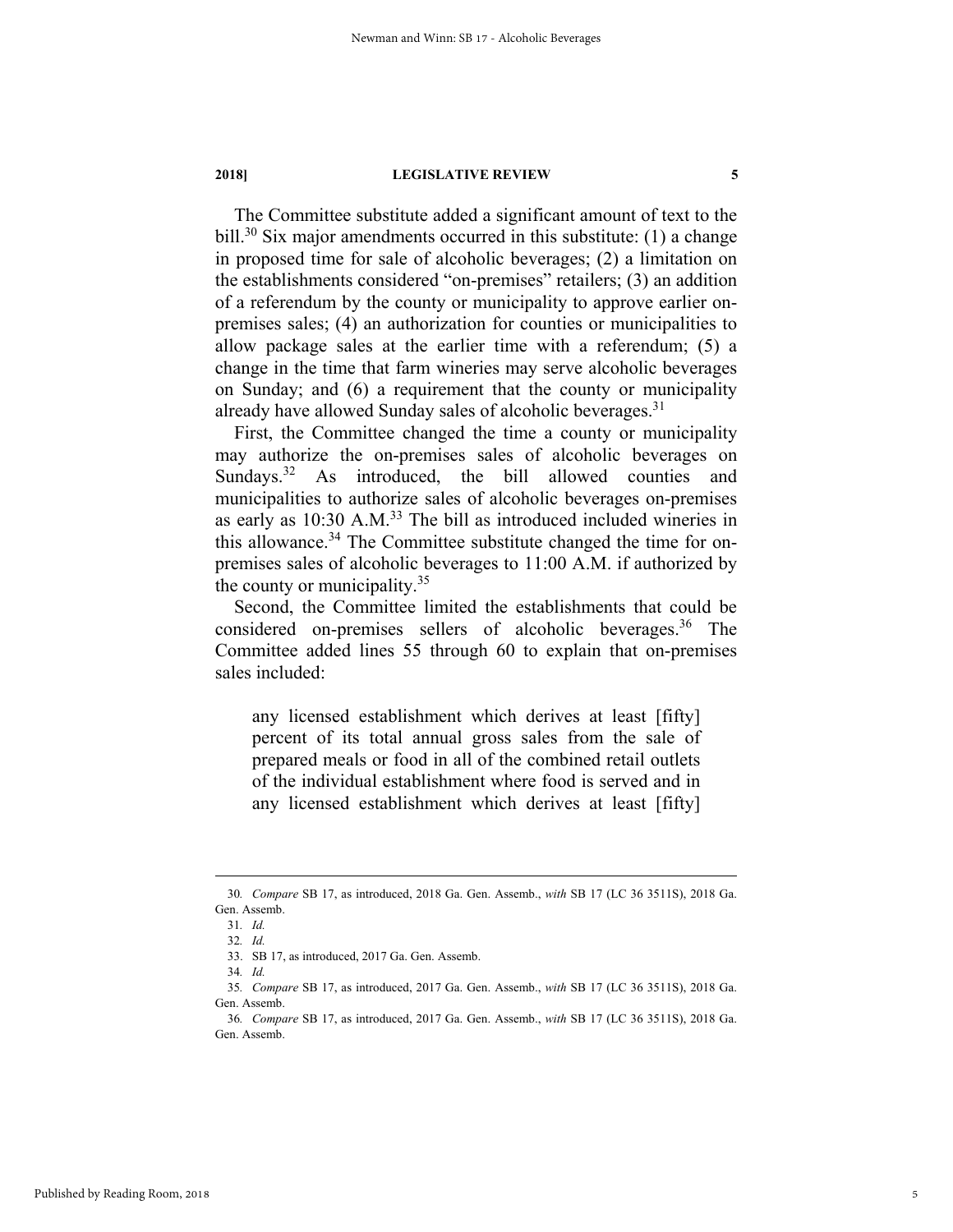The Committee substitute added a significant amount of text to the bill.[30] Six major amendments occurred in this substitute: (1) a change in proposed time for sale of alcoholic beverages; (2) a limitation on the establishments considered "on-premises" retailers; (3) an addition of a referendum by the county or municipality to approve earlier on-premises sales; (4) an authorization for counties or municipalities to allow package sales at the earlier time with a referendum; (5) a change in the time that farm wineries may serve alcoholic beverages on Sunday; and (6) a requirement that the county or municipality already have allowed Sunday sales of alcoholic beverages.[31]

First, the Committee changed the time a county or municipality may authorize the on-premises sales of alcoholic beverages on Sundays.[32] As introduced, the bill allowed counties and municipalities to authorize sales of alcoholic beverages on-premises as early as 10:30 A.M.[33] The bill as introduced included wineries in this allowance.[34] The Committee substitute changed the time for on-premises sales of alcoholic beverages to 11:00 A.M. if authorized by the county or municipality.[35]

Second, the Committee limited the establishments that could be considered on-premises sellers of alcoholic beverages.[36] The Committee added lines 55 through 60 to explain that on-premises sales included:

> any licensed establishment which derives at least [fifty] percent of its total annual gross sales from the sale of prepared meals or food in all of the combined retail outlets of the individual establishment where food is served and in any licensed establishment which derives at least [fifty]

---

30. *Compare* SB 17, as introduced, 2018 Ga. Gen. Assemb., *with* SB 17 (LC 36 3511S), 2018 Ga. Gen. Assemb.

31. *Id.*

32. *Id.*

33. SB 17, as introduced, 2017 Ga. Gen. Assemb.

34. *Id.*

35. *Compare* SB 17, as introduced, 2017 Ga. Gen. Assemb., *with* SB 17 (LC 36 3511S), 2018 Ga. Gen. Assemb.

36. *Compare* SB 17, as introduced, 2017 Ga. Gen. Assemb., *with* SB 17 (LC 36 3511S), 2018 Ga. Gen. Assemb.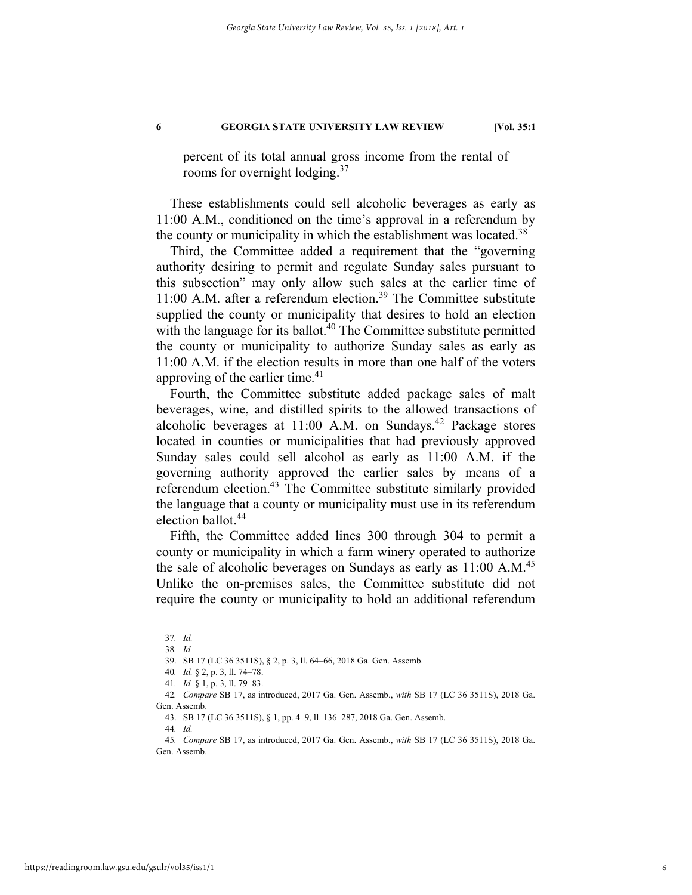percent of its total annual gross income from the rental of rooms for overnight lodging.[37]

These establishments could sell alcoholic beverages as early as 11:00 A.M., conditioned on the time's approval in a referendum by the county or municipality in which the establishment was located.[38]

Third, the Committee added a requirement that the "governing authority desiring to permit and regulate Sunday sales pursuant to this subsection" may only allow such sales at the earlier time of 11:00 A.M. after a referendum election.[39] The Committee substitute supplied the county or municipality that desires to hold an election with the language for its ballot.[40] The Committee substitute permitted the county or municipality to authorize Sunday sales as early as 11:00 A.M. if the election results in more than one half of the voters approving of the earlier time.[41]

Fourth, the Committee substitute added package sales of malt beverages, wine, and distilled spirits to the allowed transactions of alcoholic beverages at 11:00 A.M. on Sundays.[42] Package stores located in counties or municipalities that had previously approved Sunday sales could sell alcohol as early as 11:00 A.M. if the governing authority approved the earlier sales by means of a referendum election.[43] The Committee substitute similarly provided the language that a county or municipality must use in its referendum election ballot.[44]

Fifth, the Committee added lines 300 through 304 to permit a county or municipality in which a farm winery operated to authorize the sale of alcoholic beverages on Sundays as early as 11:00 A.M.[45] Unlike the on-premises sales, the Committee substitute did not require the county or municipality to hold an additional referendum

---

37. *Id.*

38. *Id.*

39. SB 17 (LC 36 3511S), § 2, p. 3, ll. 64–66, 2018 Ga. Gen. Assemb.

40. *Id.* § 2, p. 3, ll. 74–78.

41. *Id.* § 1, p. 3, ll. 79–83.

42. *Compare* SB 17, as introduced, 2017 Ga. Gen. Assemb., *with* SB 17 (LC 36 3511S), 2018 Ga. Gen. Assemb.

43. SB 17 (LC 36 3511S), § 1, pp. 4–9, ll. 136–287, 2018 Ga. Gen. Assemb.

44. *Id.*

45. *Compare* SB 17, as introduced, 2017 Ga. Gen. Assemb., *with* SB 17 (LC 36 3511S), 2018 Ga. Gen. Assemb.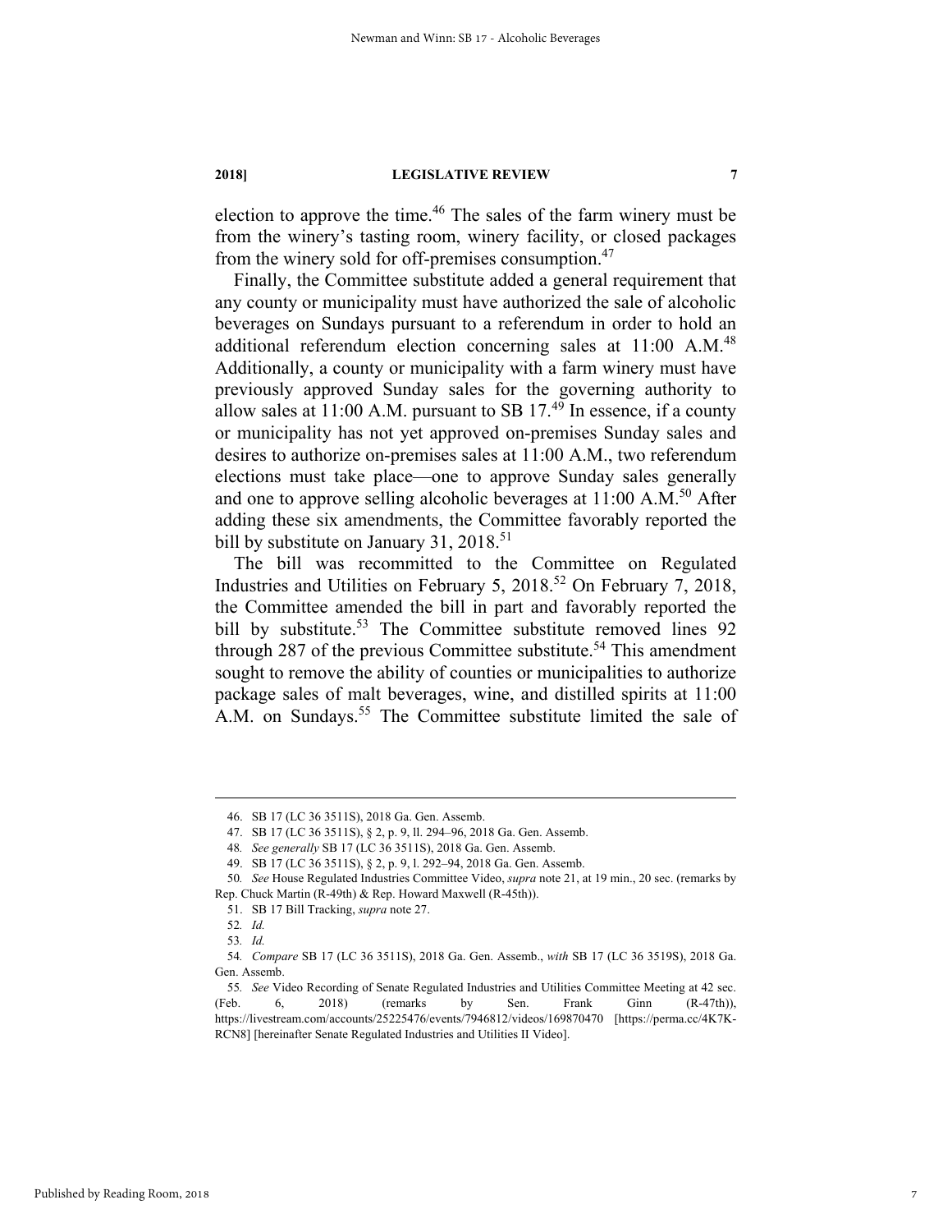election to approve the time.[46] The sales of the farm winery must be from the winery's tasting room, winery facility, or closed packages from the winery sold for off-premises consumption.[47]

Finally, the Committee substitute added a general requirement that any county or municipality must have authorized the sale of alcoholic beverages on Sundays pursuant to a referendum in order to hold an additional referendum election concerning sales at 11:00 A.M.[48] Additionally, a county or municipality with a farm winery must have previously approved Sunday sales for the governing authority to allow sales at 11:00 A.M. pursuant to SB 17.[49] In essence, if a county or municipality has not yet approved on-premises Sunday sales and desires to authorize on-premises sales at 11:00 A.M., two referendum elections must take place—one to approve Sunday sales generally and one to approve selling alcoholic beverages at 11:00 A.M.[50] After adding these six amendments, the Committee favorably reported the bill by substitute on January 31, 2018.[51]

The bill was recommitted to the Committee on Regulated Industries and Utilities on February 5, 2018.[52] On February 7, 2018, the Committee amended the bill in part and favorably reported the bill by substitute.[53] The Committee substitute removed lines 92 through 287 of the previous Committee substitute.[54] This amendment sought to remove the ability of counties or municipalities to authorize package sales of malt beverages, wine, and distilled spirits at 11:00 A.M. on Sundays.[55] The Committee substitute limited the sale of

---

46. SB 17 (LC 36 3511S), 2018 Ga. Gen. Assemb.

47. SB 17 (LC 36 3511S), § 2, p. 9, ll. 294–96, 2018 Ga. Gen. Assemb.

48. *See generally* SB 17 (LC 36 3511S), 2018 Ga. Gen. Assemb.

49. SB 17 (LC 36 3511S), § 2, p. 9, l. 292–94, 2018 Ga. Gen. Assemb.

50. *See* House Regulated Industries Committee Video, *supra* note 21, at 19 min., 20 sec. (remarks by Rep. Chuck Martin (R-49th) & Rep. Howard Maxwell (R-45th)).

51. SB 17 Bill Tracking, *supra* note 27.

52. *Id.*

53. *Id.*

54. *Compare* SB 17 (LC 36 3511S), 2018 Ga. Gen. Assemb., *with* SB 17 (LC 36 3519S), 2018 Ga. Gen. Assemb.

55. *See* Video Recording of Senate Regulated Industries and Utilities Committee Meeting at 42 sec. (Feb. 6, 2018) (remarks by Sen. Frank Ginn (R-47th)), https://livestream.com/accounts/25225476/events/7946812/videos/169870470 [https://perma.cc/4K7K-RCN8] [hereinafter Senate Regulated Industries and Utilities II Video].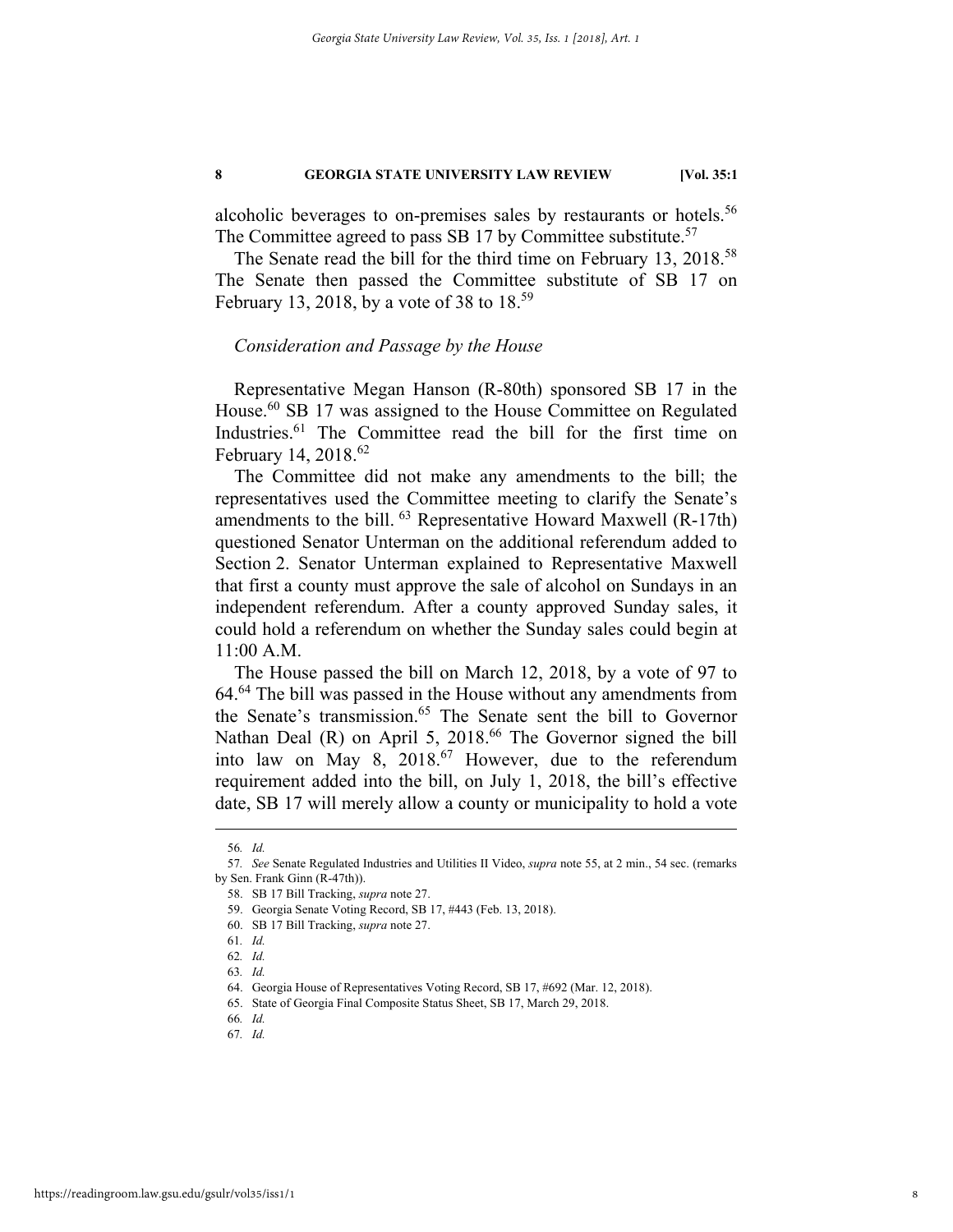alcoholic beverages to on-premises sales by restaurants or hotels.[56] The Committee agreed to pass SB 17 by Committee substitute.[57]

The Senate read the bill for the third time on February 13, 2018.[58] The Senate then passed the Committee substitute of SB 17 on February 13, 2018, by a vote of 38 to 18.[59]

### *Consideration and Passage by the House*

Representative Megan Hanson (R-80th) sponsored SB 17 in the House.[60] SB 17 was assigned to the House Committee on Regulated Industries.[61] The Committee read the bill for the first time on February 14, 2018.[62]

The Committee did not make any amendments to the bill; the representatives used the Committee meeting to clarify the Senate's amendments to the bill. [63] Representative Howard Maxwell (R-17th) questioned Senator Unterman on the additional referendum added to Section 2. Senator Unterman explained to Representative Maxwell that first a county must approve the sale of alcohol on Sundays in an independent referendum. After a county approved Sunday sales, it could hold a referendum on whether the Sunday sales could begin at 11:00 A.M.

The House passed the bill on March 12, 2018, by a vote of 97 to 64.[64] The bill was passed in the House without any amendments from the Senate's transmission.[65] The Senate sent the bill to Governor Nathan Deal (R) on April 5, 2018.[66] The Governor signed the bill into law on May 8, 2018.[67] However, due to the referendum requirement added into the bill, on July 1, 2018, the bill's effective date, SB 17 will merely allow a county or municipality to hold a vote

---

56. *Id.*
57. *See* Senate Regulated Industries and Utilities II Video, *supra* note 55, at 2 min., 54 sec. (remarks by Sen. Frank Ginn (R-47th)).
58. SB 17 Bill Tracking, *supra* note 27.
59. Georgia Senate Voting Record, SB 17, #443 (Feb. 13, 2018).
60. SB 17 Bill Tracking, *supra* note 27.
61. *Id.*
62. *Id.*
63. *Id.*
64. Georgia House of Representatives Voting Record, SB 17, #692 (Mar. 12, 2018).
65. State of Georgia Final Composite Status Sheet, SB 17, March 29, 2018.
66. *Id.*
67. *Id.*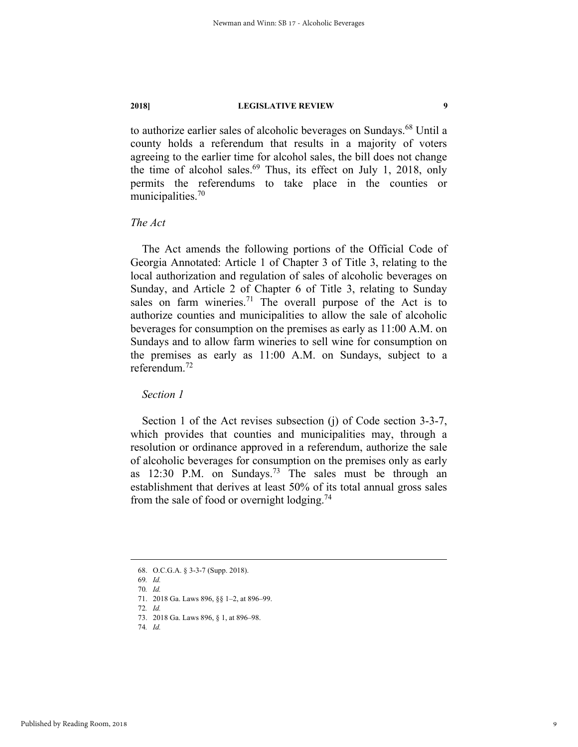to authorize earlier sales of alcoholic beverages on Sundays.[68] Until a county holds a referendum that results in a majority of voters agreeing to the earlier time for alcohol sales, the bill does not change the time of alcohol sales.[69] Thus, its effect on July 1, 2018, only permits the referendums to take place in the counties or municipalities.[70]

*The Act*

The Act amends the following portions of the Official Code of Georgia Annotated: Article 1 of Chapter 3 of Title 3, relating to the local authorization and regulation of sales of alcoholic beverages on Sunday, and Article 2 of Chapter 6 of Title 3, relating to Sunday sales on farm wineries.[71] The overall purpose of the Act is to authorize counties and municipalities to allow the sale of alcoholic beverages for consumption on the premises as early as 11:00 A.M. on Sundays and to allow farm wineries to sell wine for consumption on the premises as early as 11:00 A.M. on Sundays, subject to a referendum.[72]

*Section 1*

Section 1 of the Act revises subsection (j) of Code section 3-3-7, which provides that counties and municipalities may, through a resolution or ordinance approved in a referendum, authorize the sale of alcoholic beverages for consumption on the premises only as early as 12:30 P.M. on Sundays.[73] The sales must be through an establishment that derives at least 50% of its total annual gross sales from the sale of food or overnight lodging.[74]

---

68. O.C.G.A. § 3-3-7 (Supp. 2018).
69. *Id.*
70. *Id.*
71. 2018 Ga. Laws 896, §§ 1–2, at 896–99.
72. *Id.*
73. 2018 Ga. Laws 896, § 1, at 896–98.
74. *Id.*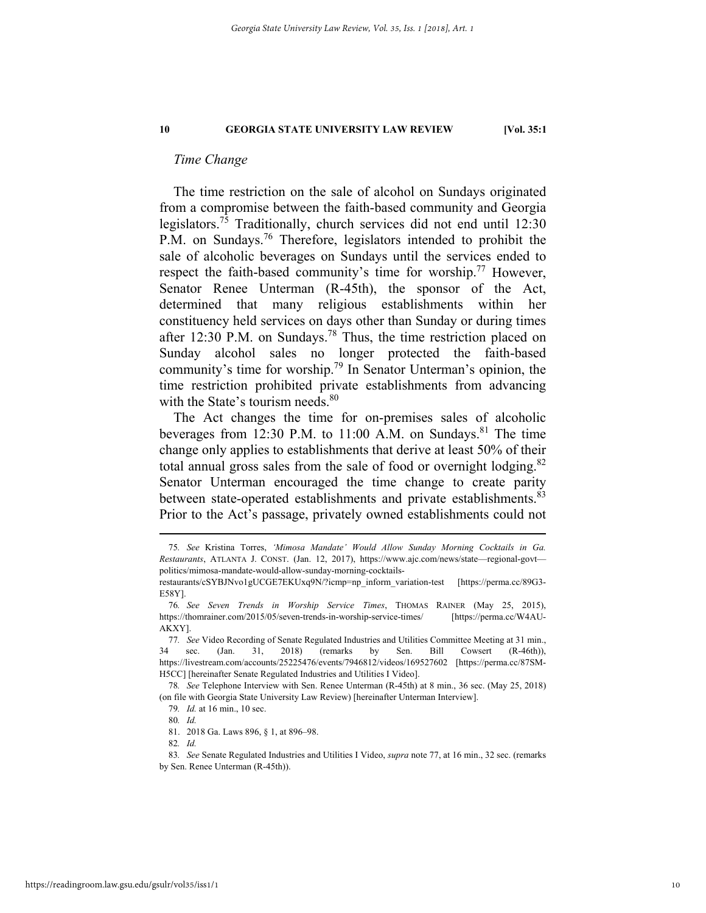*Time Change*

The time restriction on the sale of alcohol on Sundays originated from a compromise between the faith-based community and Georgia legislators.[75] Traditionally, church services did not end until 12:30 P.M. on Sundays.[76] Therefore, legislators intended to prohibit the sale of alcoholic beverages on Sundays until the services ended to respect the faith-based community's time for worship.[77] However, Senator Renee Unterman (R-45th), the sponsor of the Act, determined that many religious establishments within her constituency held services on days other than Sunday or during times after 12:30 P.M. on Sundays.[78] Thus, the time restriction placed on Sunday alcohol sales no longer protected the faith-based community's time for worship.[79] In Senator Unterman's opinion, the time restriction prohibited private establishments from advancing with the State's tourism needs.[80]

The Act changes the time for on-premises sales of alcoholic beverages from 12:30 P.M. to 11:00 A.M. on Sundays.[81] The time change only applies to establishments that derive at least 50% of their total annual gross sales from the sale of food or overnight lodging.[82] Senator Unterman encouraged the time change to create parity between state-operated establishments and private establishments.[83] Prior to the Act's passage, privately owned establishments could not

---

75. *See* Kristina Torres, *'Mimosa Mandate' Would Allow Sunday Morning Cocktails in Ga. Restaurants*, ATLANTA J. CONST. (Jan. 12, 2017), https://www.ajc.com/news/state—regional-govt—politics/mimosa-mandate-would-allow-sunday-morning-cocktails-restaurants/cSYBJNvo1gUCGE7EKUxq9N/?icmp=np_inform_variation-test [https://perma.cc/89G3-E58Y].

76. *See Seven Trends in Worship Service Times*, THOMAS RAINER (May 25, 2015), https://thomrainer.com/2015/05/seven-trends-in-worship-service-times/ [https://perma.cc/W4AU-AKXY].

77. *See* Video Recording of Senate Regulated Industries and Utilities Committee Meeting at 31 min., 34 sec. (Jan. 31, 2018) (remarks by Sen. Bill Cowsert (R-46th)), https://livestream.com/accounts/25225476/events/7946812/videos/169527602 [https://perma.cc/87SM-H5CC] [hereinafter Senate Regulated Industries and Utilities I Video].

78. *See* Telephone Interview with Sen. Renee Unterman (R-45th) at 8 min., 36 sec. (May 25, 2018) (on file with Georgia State University Law Review) [hereinafter Unterman Interview].

79. *Id.* at 16 min., 10 sec.

80. *Id.*

81. 2018 Ga. Laws 896, § 1, at 896–98.

82. *Id.*

83. *See* Senate Regulated Industries and Utilities I Video, *supra* note 77, at 16 min., 32 sec. (remarks by Sen. Renee Unterman (R-45th)).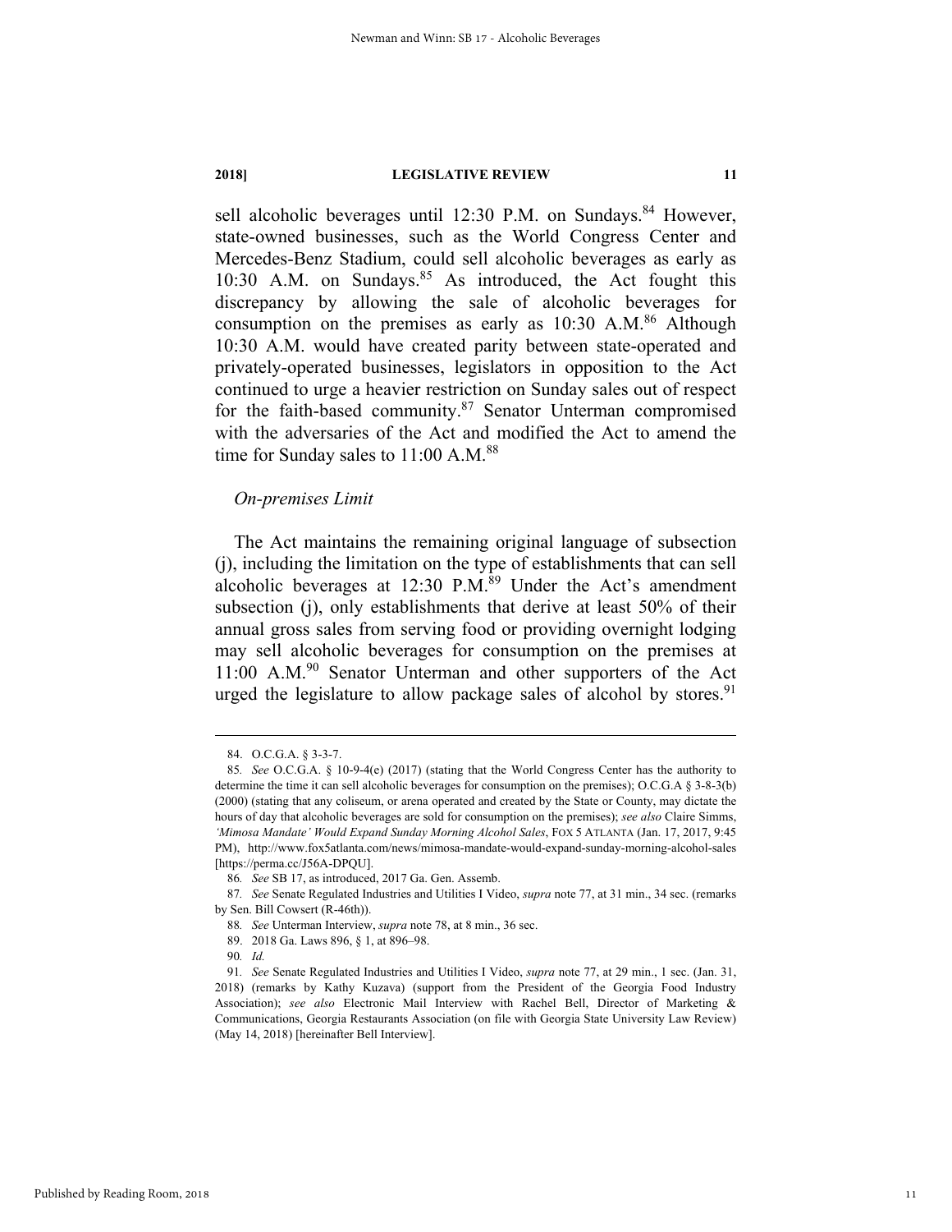sell alcoholic beverages until 12:30 P.M. on Sundays.[84] However, state-owned businesses, such as the World Congress Center and Mercedes-Benz Stadium, could sell alcoholic beverages as early as 10:30 A.M. on Sundays.[85] As introduced, the Act fought this discrepancy by allowing the sale of alcoholic beverages for consumption on the premises as early as 10:30 A.M.[86] Although 10:30 A.M. would have created parity between state-operated and privately-operated businesses, legislators in opposition to the Act continued to urge a heavier restriction on Sunday sales out of respect for the faith-based community.[87] Senator Unterman compromised with the adversaries of the Act and modified the Act to amend the time for Sunday sales to 11:00 A.M.[88]

*On-premises Limit*

The Act maintains the remaining original language of subsection (j), including the limitation on the type of establishments that can sell alcoholic beverages at 12:30 P.M.[89] Under the Act's amendment subsection (j), only establishments that derive at least 50% of their annual gross sales from serving food or providing overnight lodging may sell alcoholic beverages for consumption on the premises at 11:00 A.M.[90] Senator Unterman and other supporters of the Act urged the legislature to allow package sales of alcohol by stores.[91]

---

84. O.C.G.A. § 3-3-7.

85. *See* O.C.G.A. § 10-9-4(e) (2017) (stating that the World Congress Center has the authority to determine the time it can sell alcoholic beverages for consumption on the premises); O.C.G.A § 3-8-3(b) (2000) (stating that any coliseum, or arena operated and created by the State or County, may dictate the hours of day that alcoholic beverages are sold for consumption on the premises); *see also* Claire Simms, *'Mimosa Mandate' Would Expand Sunday Morning Alcohol Sales*, FOX 5 ATLANTA (Jan. 17, 2017, 9:45 PM), http://www.fox5atlanta.com/news/mimosa-mandate-would-expand-sunday-morning-alcohol-sales [https://perma.cc/J56A-DPQU].

86. *See* SB 17, as introduced, 2017 Ga. Gen. Assemb.

87. *See* Senate Regulated Industries and Utilities I Video, *supra* note 77, at 31 min., 34 sec. (remarks by Sen. Bill Cowsert (R-46th)).

88. *See* Unterman Interview, *supra* note 78, at 8 min., 36 sec.

89. 2018 Ga. Laws 896, § 1, at 896–98.

90. *Id.*

91. *See* Senate Regulated Industries and Utilities I Video, *supra* note 77, at 29 min., 1 sec. (Jan. 31, 2018) (remarks by Kathy Kuzava) (support from the President of the Georgia Food Industry Association); *see also* Electronic Mail Interview with Rachel Bell, Director of Marketing & Communications, Georgia Restaurants Association (on file with Georgia State University Law Review) (May 14, 2018) [hereinafter Bell Interview].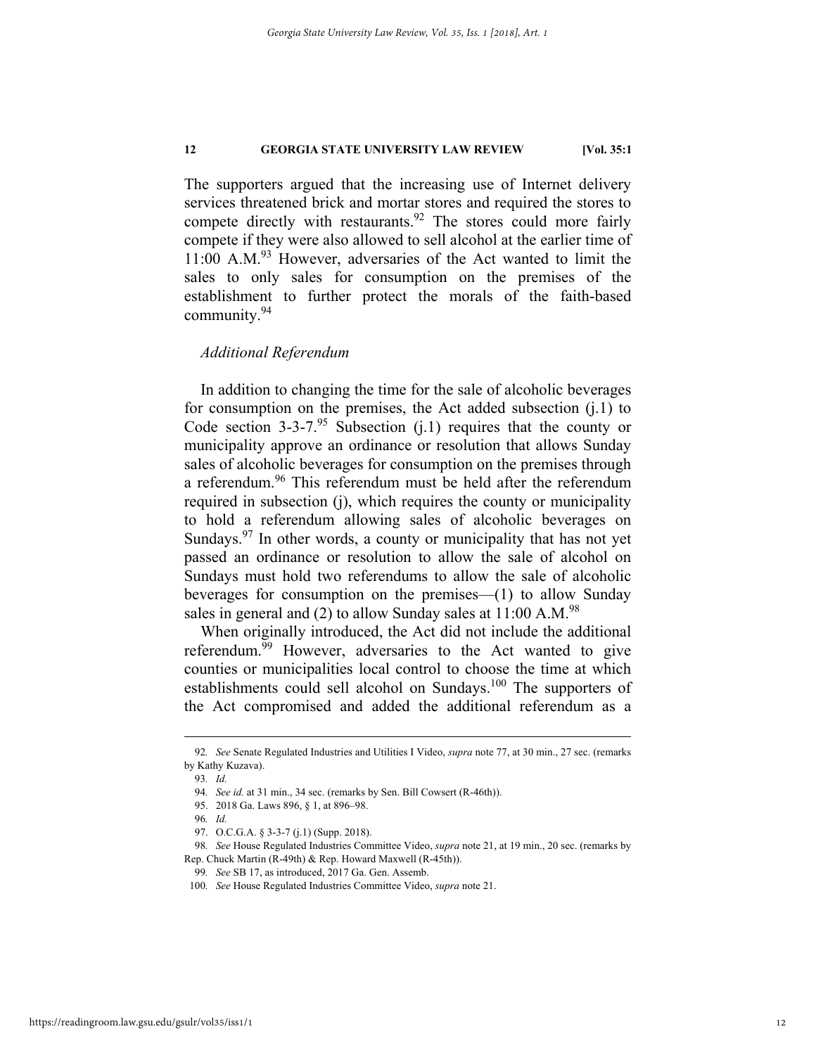The supporters argued that the increasing use of Internet delivery services threatened brick and mortar stores and required the stores to compete directly with restaurants.[92] The stores could more fairly compete if they were also allowed to sell alcohol at the earlier time of 11:00 A.M.[93] However, adversaries of the Act wanted to limit the sales to only sales for consumption on the premises of the establishment to further protect the morals of the faith-based community.[94]

*Additional Referendum*

In addition to changing the time for the sale of alcoholic beverages for consumption on the premises, the Act added subsection (j.1) to Code section 3-3-7.[95] Subsection (j.1) requires that the county or municipality approve an ordinance or resolution that allows Sunday sales of alcoholic beverages for consumption on the premises through a referendum.[96] This referendum must be held after the referendum required in subsection (j), which requires the county or municipality to hold a referendum allowing sales of alcoholic beverages on Sundays.[97] In other words, a county or municipality that has not yet passed an ordinance or resolution to allow the sale of alcohol on Sundays must hold two referendums to allow the sale of alcoholic beverages for consumption on the premises—(1) to allow Sunday sales in general and (2) to allow Sunday sales at 11:00 A.M.[98]

When originally introduced, the Act did not include the additional referendum.[99] However, adversaries to the Act wanted to give counties or municipalities local control to choose the time at which establishments could sell alcohol on Sundays.[100] The supporters of the Act compromised and added the additional referendum as a

---

92. *See* Senate Regulated Industries and Utilities I Video, *supra* note 77, at 30 min., 27 sec. (remarks by Kathy Kuzava).

93. *Id.*

94. *See id.* at 31 min., 34 sec. (remarks by Sen. Bill Cowsert (R-46th)).

95. 2018 Ga. Laws 896, § 1, at 896–98.

96. *Id.*

97. O.C.G.A. § 3-3-7 (j.1) (Supp. 2018).

98. *See* House Regulated Industries Committee Video, *supra* note 21, at 19 min., 20 sec. (remarks by Rep. Chuck Martin (R-49th) & Rep. Howard Maxwell (R-45th)).

99. *See* SB 17, as introduced, 2017 Ga. Gen. Assemb.

100. *See* House Regulated Industries Committee Video, *supra* note 21.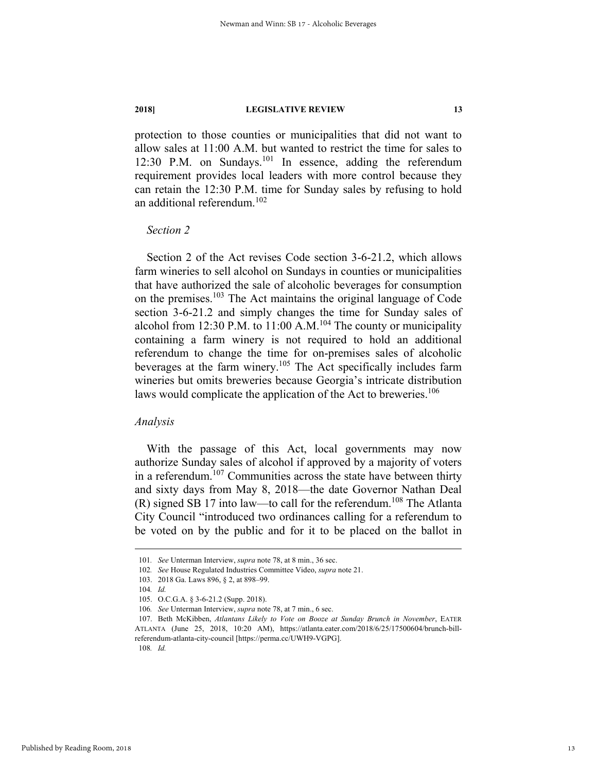protection to those counties or municipalities that did not want to allow sales at 11:00 A.M. but wanted to restrict the time for sales to 12:30 P.M. on Sundays.[101] In essence, adding the referendum requirement provides local leaders with more control because they can retain the 12:30 P.M. time for Sunday sales by refusing to hold an additional referendum.[102]

*Section 2*

Section 2 of the Act revises Code section 3-6-21.2, which allows farm wineries to sell alcohol on Sundays in counties or municipalities that have authorized the sale of alcoholic beverages for consumption on the premises.[103] The Act maintains the original language of Code section 3-6-21.2 and simply changes the time for Sunday sales of alcohol from 12:30 P.M. to 11:00 A.M.[104] The county or municipality containing a farm winery is not required to hold an additional referendum to change the time for on-premises sales of alcoholic beverages at the farm winery.[105] The Act specifically includes farm wineries but omits breweries because Georgia's intricate distribution laws would complicate the application of the Act to breweries.[106]

*Analysis*

With the passage of this Act, local governments may now authorize Sunday sales of alcohol if approved by a majority of voters in a referendum.[107] Communities across the state have between thirty and sixty days from May 8, 2018—the date Governor Nathan Deal (R) signed SB 17 into law—to call for the referendum.[108] The Atlanta City Council "introduced two ordinances calling for a referendum to be voted on by the public and for it to be placed on the ballot in

---

101. *See* Unterman Interview, *supra* note 78, at 8 min., 36 sec.

102. *See* House Regulated Industries Committee Video, *supra* note 21.

103. 2018 Ga. Laws 896, § 2, at 898–99.

104. *Id.*

105. O.C.G.A. § 3-6-21.2 (Supp. 2018).

106. *See* Unterman Interview, *supra* note 78, at 7 min., 6 sec.

107. Beth McKibben, *Atlantans Likely to Vote on Booze at Sunday Brunch in November*, EATER ATLANTA (June 25, 2018, 10:20 AM), https://atlanta.eater.com/2018/6/25/17500604/brunch-bill-referendum-atlanta-city-council [https://perma.cc/UWH9-VGPG].

108. *Id.*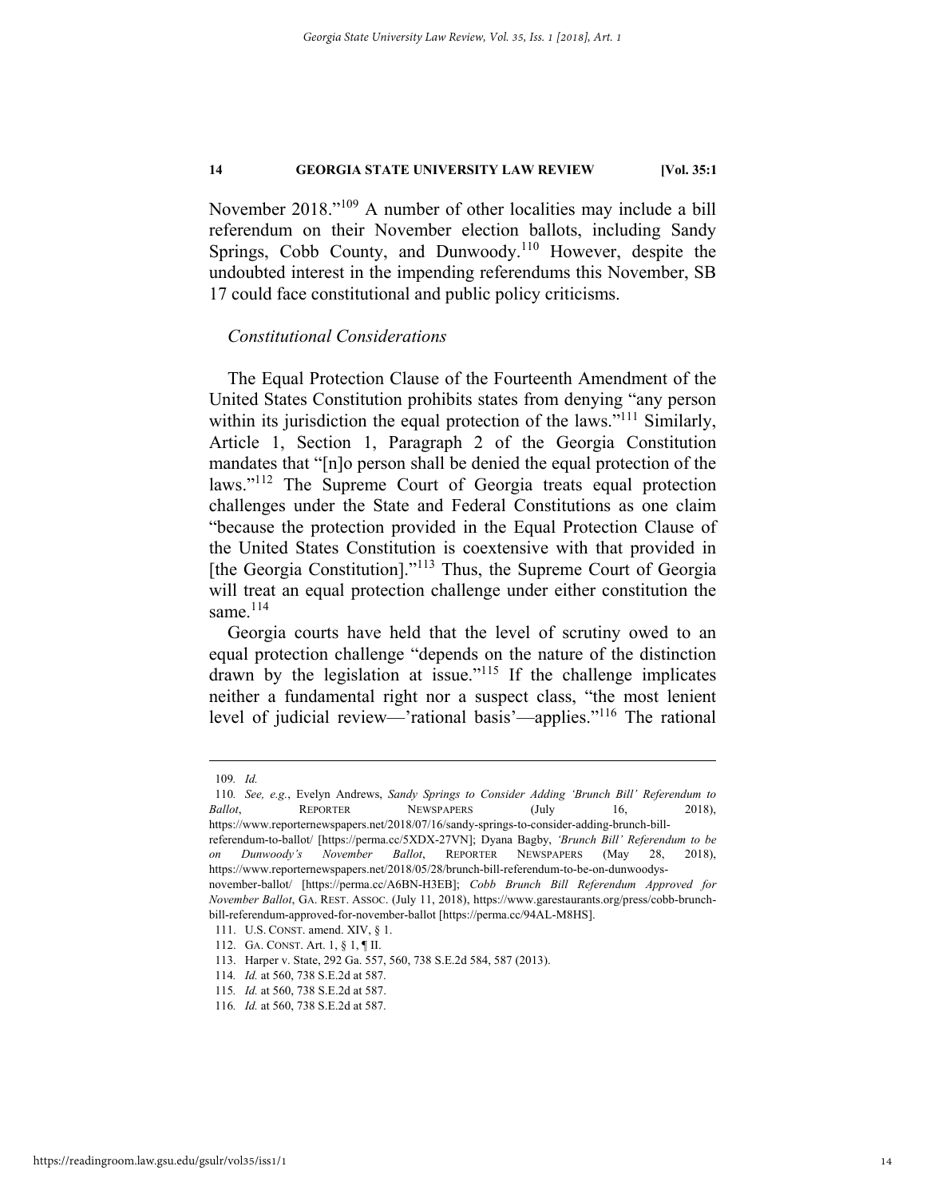November 2018."[109] A number of other localities may include a bill referendum on their November election ballots, including Sandy Springs, Cobb County, and Dunwoody.[110] However, despite the undoubted interest in the impending referendums this November, SB 17 could face constitutional and public policy criticisms.

*Constitutional Considerations*

The Equal Protection Clause of the Fourteenth Amendment of the United States Constitution prohibits states from denying "any person within its jurisdiction the equal protection of the laws."[111] Similarly, Article 1, Section 1, Paragraph 2 of the Georgia Constitution mandates that "[n]o person shall be denied the equal protection of the laws."[112] The Supreme Court of Georgia treats equal protection challenges under the State and Federal Constitutions as one claim "because the protection provided in the Equal Protection Clause of the United States Constitution is coextensive with that provided in [the Georgia Constitution]."[113] Thus, the Supreme Court of Georgia will treat an equal protection challenge under either constitution the same.[114]

Georgia courts have held that the level of scrutiny owed to an equal protection challenge "depends on the nature of the distinction drawn by the legislation at issue."[115] If the challenge implicates neither a fundamental right nor a suspect class, "the most lenient level of judicial review—'rational basis'—applies."[116] The rational

---

109. *Id.*

110. *See, e.g.*, Evelyn Andrews, *Sandy Springs to Consider Adding 'Brunch Bill' Referendum to Ballot*, REPORTER NEWSPAPERS (July 16, 2018), https://www.reporternewspapers.net/2018/07/16/sandy-springs-to-consider-adding-brunch-bill-referendum-to-ballot/ [https://perma.cc/5XDX-27VN]; Dyana Bagby, *'Brunch Bill' Referendum to be on Dunwoody's November Ballot*, REPORTER NEWSPAPERS (May 28, 2018), https://www.reporternewspapers.net/2018/05/28/brunch-bill-referendum-to-be-on-dunwoodys-november-ballot/ [https://perma.cc/A6BN-H3EB]; *Cobb Brunch Bill Referendum Approved for November Ballot*, GA. REST. ASSOC. (July 11, 2018), https://www.garestaurants.org/press/cobb-brunch-bill-referendum-approved-for-november-ballot [https://perma.cc/94AL-M8HS].

111. U.S. CONST. amend. XIV, § 1.

112. GA. CONST. Art. 1, § 1, ¶ II.

113. Harper v. State, 292 Ga. 557, 560, 738 S.E.2d 584, 587 (2013).

114. *Id.* at 560, 738 S.E.2d at 587.

115. *Id.* at 560, 738 S.E.2d at 587.

116. *Id.* at 560, 738 S.E.2d at 587.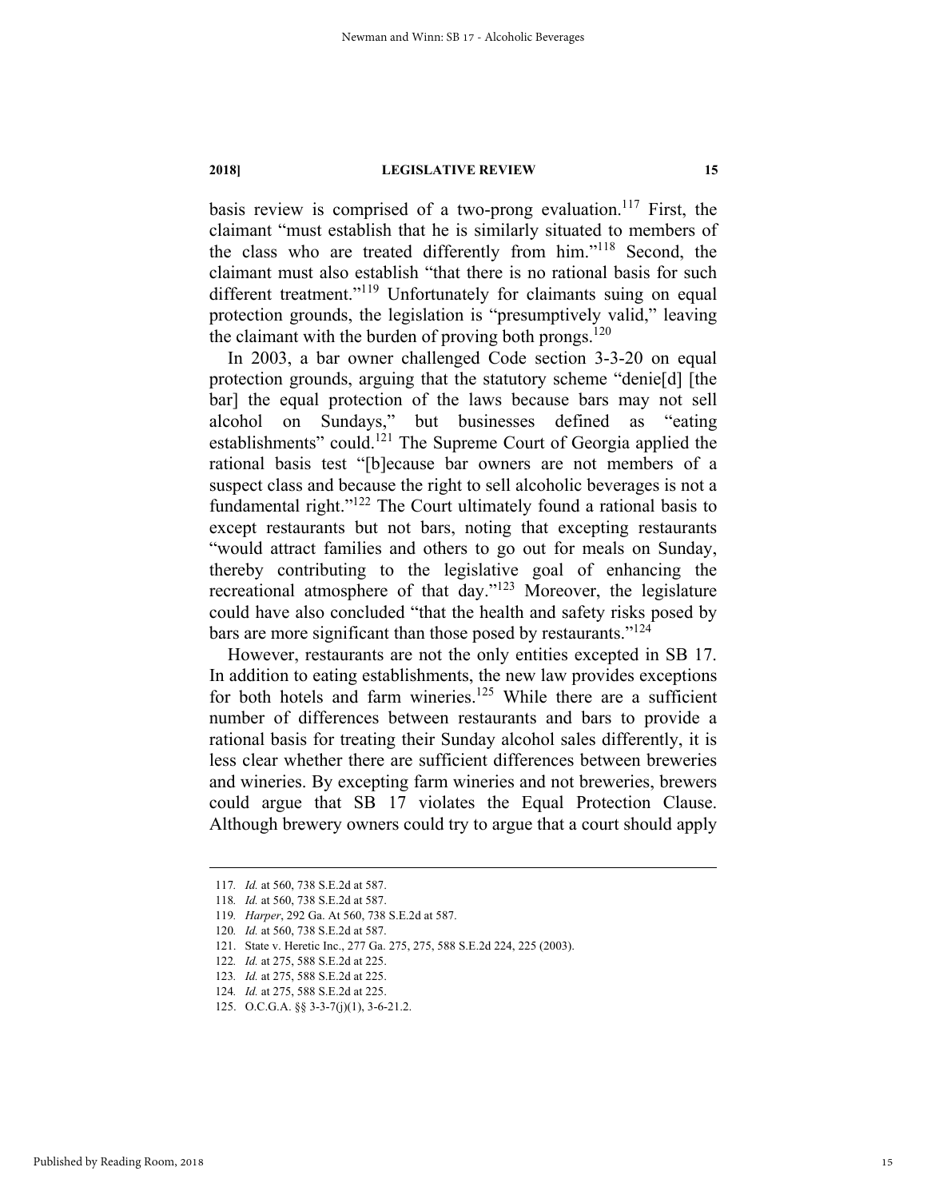basis review is comprised of a two-prong evaluation.[117] First, the claimant "must establish that he is similarly situated to members of the class who are treated differently from him."[118] Second, the claimant must also establish "that there is no rational basis for such different treatment."[119] Unfortunately for claimants suing on equal protection grounds, the legislation is "presumptively valid," leaving the claimant with the burden of proving both prongs.[120]

In 2003, a bar owner challenged Code section 3-3-20 on equal protection grounds, arguing that the statutory scheme "denie[d] [the bar] the equal protection of the laws because bars may not sell alcohol on Sundays," but businesses defined as "eating establishments" could.[121] The Supreme Court of Georgia applied the rational basis test "[b]ecause bar owners are not members of a suspect class and because the right to sell alcoholic beverages is not a fundamental right."[122] The Court ultimately found a rational basis to except restaurants but not bars, noting that excepting restaurants "would attract families and others to go out for meals on Sunday, thereby contributing to the legislative goal of enhancing the recreational atmosphere of that day."[123] Moreover, the legislature could have also concluded "that the health and safety risks posed by bars are more significant than those posed by restaurants."[124]

However, restaurants are not the only entities excepted in SB 17. In addition to eating establishments, the new law provides exceptions for both hotels and farm wineries.[125] While there are a sufficient number of differences between restaurants and bars to provide a rational basis for treating their Sunday alcohol sales differently, it is less clear whether there are sufficient differences between breweries and wineries. By excepting farm wineries and not breweries, brewers could argue that SB 17 violates the Equal Protection Clause. Although brewery owners could try to argue that a court should apply

---

117. *Id.* at 560, 738 S.E.2d at 587.

118. *Id.* at 560, 738 S.E.2d at 587.

119. *Harper*, 292 Ga. At 560, 738 S.E.2d at 587.

120. *Id.* at 560, 738 S.E.2d at 587.

121. State v. Heretic Inc., 277 Ga. 275, 275, 588 S.E.2d 224, 225 (2003).

122. *Id.* at 275, 588 S.E.2d at 225.

123. *Id.* at 275, 588 S.E.2d at 225.

124. *Id.* at 275, 588 S.E.2d at 225.

125. O.C.G.A. §§ 3-3-7(j)(1), 3-6-21.2.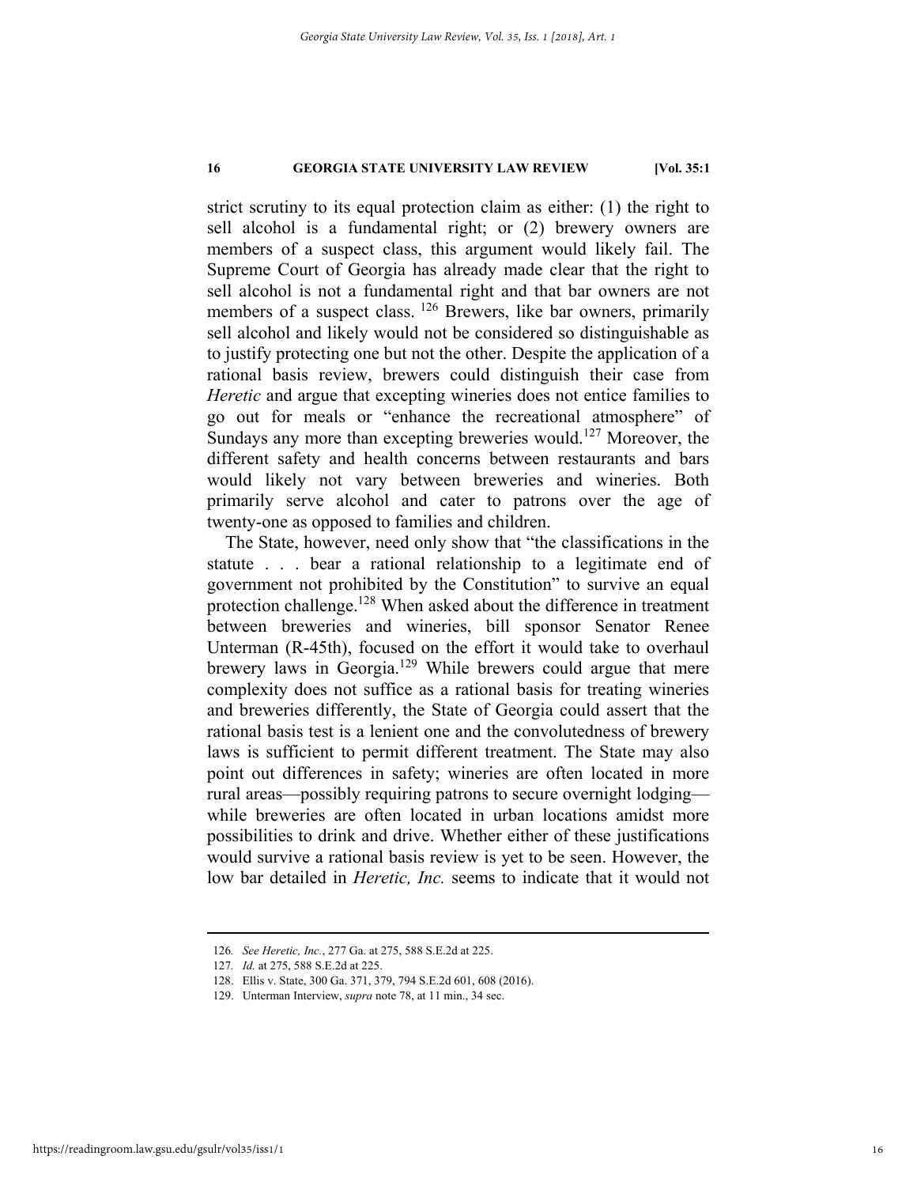strict scrutiny to its equal protection claim as either: (1) the right to sell alcohol is a fundamental right; or (2) brewery owners are members of a suspect class, this argument would likely fail. The Supreme Court of Georgia has already made clear that the right to sell alcohol is not a fundamental right and that bar owners are not members of a suspect class.[126] Brewers, like bar owners, primarily sell alcohol and likely would not be considered so distinguishable as to justify protecting one but not the other. Despite the application of a rational basis review, brewers could distinguish their case from *Heretic* and argue that excepting wineries does not entice families to go out for meals or "enhance the recreational atmosphere" of Sundays any more than excepting breweries would.[127] Moreover, the different safety and health concerns between restaurants and bars would likely not vary between breweries and wineries. Both primarily serve alcohol and cater to patrons over the age of twenty-one as opposed to families and children.

The State, however, need only show that "the classifications in the statute . . . bear a rational relationship to a legitimate end of government not prohibited by the Constitution" to survive an equal protection challenge.[128] When asked about the difference in treatment between breweries and wineries, bill sponsor Senator Renee Unterman (R-45th), focused on the effort it would take to overhaul brewery laws in Georgia.[129] While brewers could argue that mere complexity does not suffice as a rational basis for treating wineries and breweries differently, the State of Georgia could assert that the rational basis test is a lenient one and the convolutedness of brewery laws is sufficient to permit different treatment. The State may also point out differences in safety; wineries are often located in more rural areas—possibly requiring patrons to secure overnight lodging—while breweries are often located in urban locations amidst more possibilities to drink and drive. Whether either of these justifications would survive a rational basis review is yet to be seen. However, the low bar detailed in *Heretic, Inc.* seems to indicate that it would not

---

126. *See Heretic, Inc.*, 277 Ga. at 275, 588 S.E.2d at 225.

127. *Id.* at 275, 588 S.E.2d at 225.

128. Ellis v. State, 300 Ga. 371, 379, 794 S.E.2d 601, 608 (2016).

129. Unterman Interview, *supra* note 78, at 11 min., 34 sec.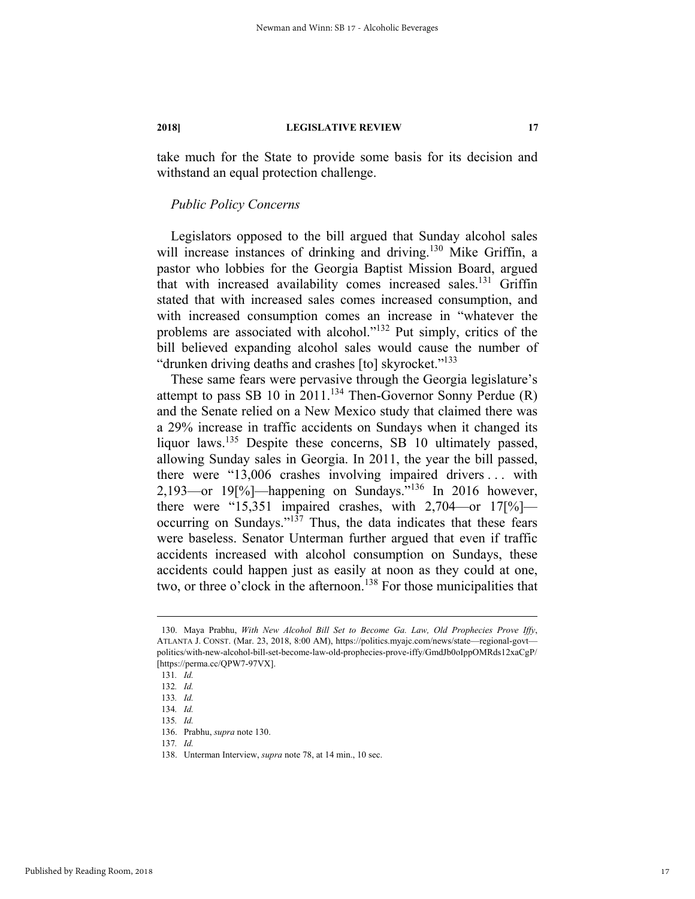take much for the State to provide some basis for its decision and withstand an equal protection challenge.

*Public Policy Concerns*

Legislators opposed to the bill argued that Sunday alcohol sales will increase instances of drinking and driving.[130] Mike Griffin, a pastor who lobbies for the Georgia Baptist Mission Board, argued that with increased availability comes increased sales.[131] Griffin stated that with increased sales comes increased consumption, and with increased consumption comes an increase in "whatever the problems are associated with alcohol."[132] Put simply, critics of the bill believed expanding alcohol sales would cause the number of "drunken driving deaths and crashes [to] skyrocket."[133]

These same fears were pervasive through the Georgia legislature's attempt to pass SB 10 in 2011.[134] Then-Governor Sonny Perdue (R) and the Senate relied on a New Mexico study that claimed there was a 29% increase in traffic accidents on Sundays when it changed its liquor laws.[135] Despite these concerns, SB 10 ultimately passed, allowing Sunday sales in Georgia. In 2011, the year the bill passed, there were "13,006 crashes involving impaired drivers . . . with 2,193—or 19[%]—happening on Sundays."[136] In 2016 however, there were "15,351 impaired crashes, with 2,704—or 17[%]—occurring on Sundays."[137] Thus, the data indicates that these fears were baseless. Senator Unterman further argued that even if traffic accidents increased with alcohol consumption on Sundays, these accidents could happen just as easily at noon as they could at one, two, or three o'clock in the afternoon.[138] For those municipalities that

---

130. Maya Prabhu, *With New Alcohol Bill Set to Become Ga. Law, Old Prophecies Prove Iffy*, ATLANTA J. CONST. (Mar. 23, 2018, 8:00 AM), https://politics.myajc.com/news/state—regional-govt—politics/with-new-alcohol-bill-set-become-law-old-prophecies-prove-iffy/GmdJb0oIppOMRds12xaCgP/ [https://perma.cc/QPW7-97VX].

131. *Id.*

132. *Id.*

133. *Id.*

134. *Id.*

135. *Id.*

136. Prabhu, *supra* note 130.

137. *Id.*

138. Unterman Interview, *supra* note 78, at 14 min., 10 sec.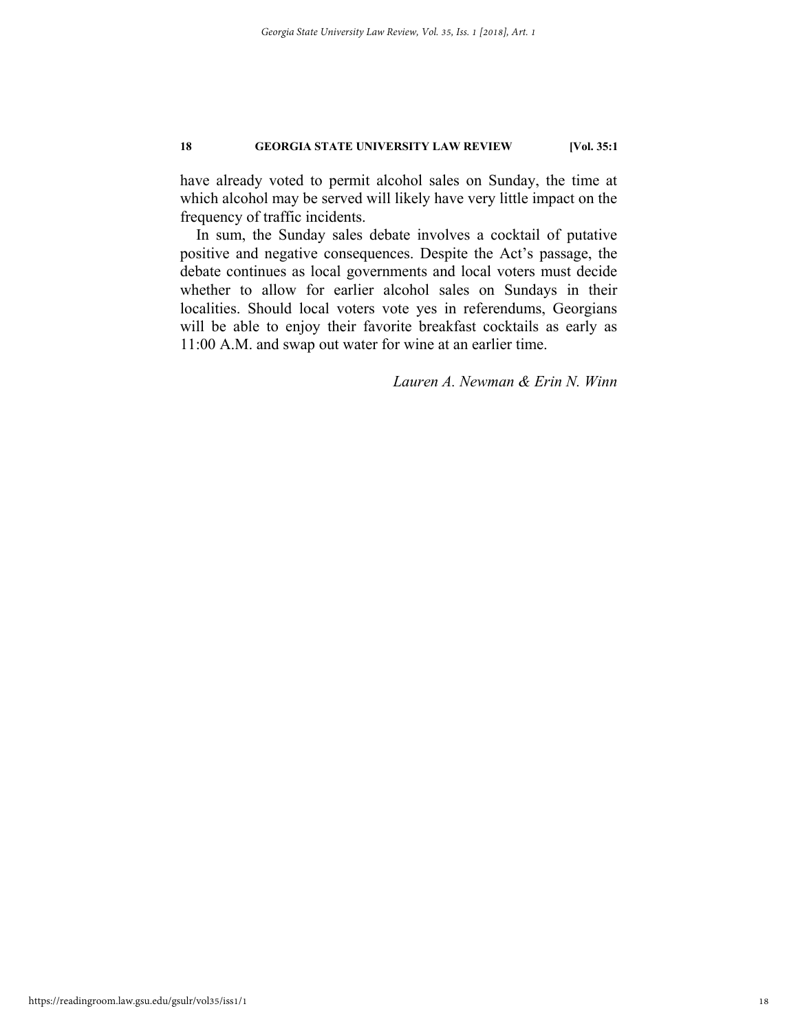have already voted to permit alcohol sales on Sunday, the time at which alcohol may be served will likely have very little impact on the frequency of traffic incidents.

In sum, the Sunday sales debate involves a cocktail of putative positive and negative consequences. Despite the Act's passage, the debate continues as local governments and local voters must decide whether to allow for earlier alcohol sales on Sundays in their localities. Should local voters vote yes in referendums, Georgians will be able to enjoy their favorite breakfast cocktails as early as 11:00 A.M. and swap out water for wine at an earlier time.

*Lauren A. Newman & Erin N. Winn*